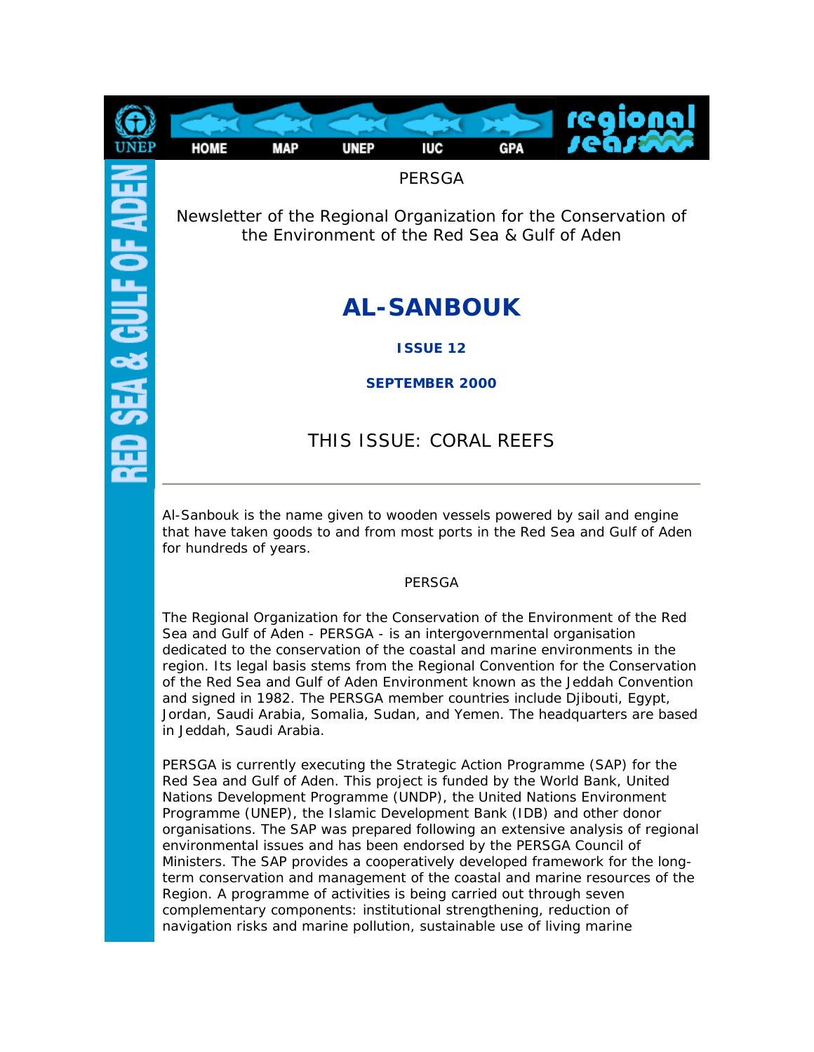PERSGA

Newsletter of the Regional Organization for the Conservation of the Environment of the Red Sea & Gulf of Aden

# AL-SANBOUK

**ISSUE 12**

**SEPTEMBER 2000**

## THIS ISSUE: CORAL REEFS

---

Al-Sanbouk is the name given to wooden vessels powered by sail and engine that have taken goods to and from most ports in the Red Sea and Gulf of Aden for hundreds of years.

PERSGA

The Regional Organization for the Conservation of the Environment of the Red Sea and Gulf of Aden - PERSGA - is an intergovernmental organisation dedicated to the conservation of the coastal and marine environments in the region. Its legal basis stems from the Regional Convention for the Conservation of the Red Sea and Gulf of Aden Environment known as the Jeddah Convention and signed in 1982. The PERSGA member countries include Djibouti, Egypt, Jordan, Saudi Arabia, Somalia, Sudan, and Yemen. The headquarters are based in Jeddah, Saudi Arabia.

PERSGA is currently executing the Strategic Action Programme (SAP) for the Red Sea and Gulf of Aden. This project is funded by the World Bank, United Nations Development Programme (UNDP), the United Nations Environment Programme (UNEP), the Islamic Development Bank (IDB) and other donor organisations. The SAP was prepared following an extensive analysis of regional environmental issues and has been endorsed by the PERSGA Council of Ministers. The SAP provides a cooperatively developed framework for the long-term conservation and management of the coastal and marine resources of the Region. A programme of activities is being carried out through seven complementary components: institutional strengthening, reduction of navigation risks and marine pollution, sustainable use of living marine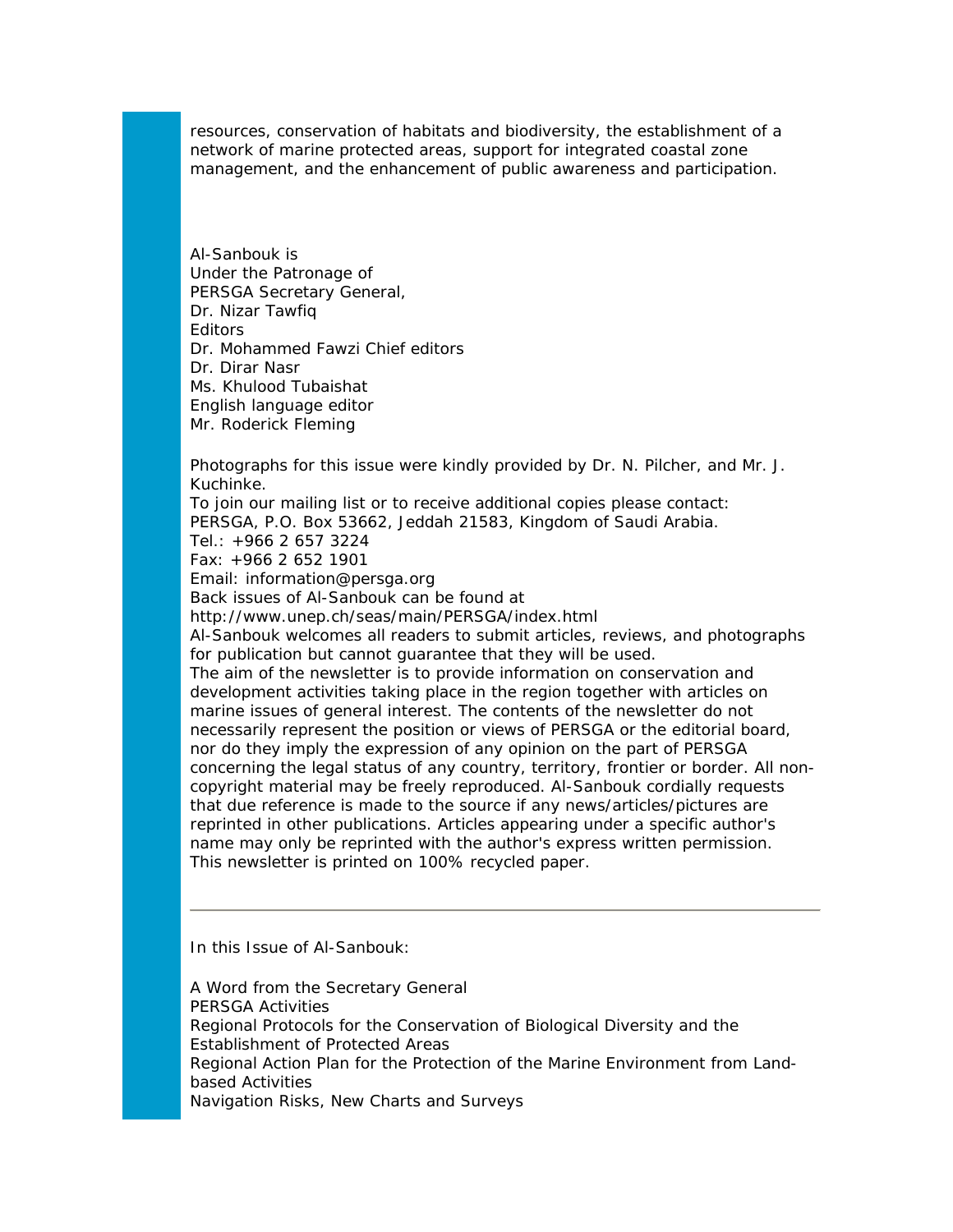resources, conservation of habitats and biodiversity, the establishment of a network of marine protected areas, support for integrated coastal zone management, and the enhancement of public awareness and participation.

Al-Sanbouk is
Under the Patronage of
PERSGA Secretary General,
Dr. Nizar Tawfiq
Editors
Dr. Mohammed Fawzi Chief editors
Dr. Dirar Nasr
Ms. Khulood Tubaishat
English language editor
Mr. Roderick Fleming

Photographs for this issue were kindly provided by Dr. N. Pilcher, and Mr. J. Kuchinke.
To join our mailing list or to receive additional copies please contact:
PERSGA, P.O. Box 53662, Jeddah 21583, Kingdom of Saudi Arabia.
Tel.: +966 2 657 3224
Fax: +966 2 652 1901
Email: information@persga.org
Back issues of Al-Sanbouk can be found at
http://www.unep.ch/seas/main/PERSGA/index.html
Al-Sanbouk welcomes all readers to submit articles, reviews, and photographs for publication but cannot guarantee that they will be used.
The aim of the newsletter is to provide information on conservation and development activities taking place in the region together with articles on marine issues of general interest. The contents of the newsletter do not necessarily represent the position or views of PERSGA or the editorial board, nor do they imply the expression of any opinion on the part of PERSGA concerning the legal status of any country, territory, frontier or border. All non-copyright material may be freely reproduced. Al-Sanbouk cordially requests that due reference is made to the source if any news/articles/pictures are reprinted in other publications. Articles appearing under a specific author's name may only be reprinted with the author's express written permission.
This newsletter is printed on 100% recycled paper.

---

In this Issue of Al-Sanbouk:

A Word from the Secretary General
PERSGA Activities
Regional Protocols for the Conservation of Biological Diversity and the Establishment of Protected Areas
Regional Action Plan for the Protection of the Marine Environment from Land-based Activities
Navigation Risks, New Charts and Surveys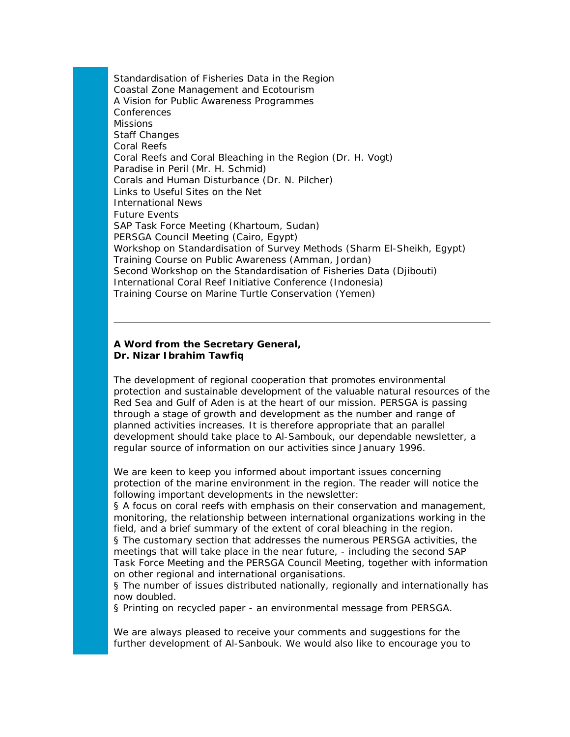Standardisation of Fisheries Data in the Region
Coastal Zone Management and Ecotourism
A Vision for Public Awareness Programmes
Conferences
Missions
Staff Changes
Coral Reefs
Coral Reefs and Coral Bleaching in the Region (Dr. H. Vogt)
Paradise in Peril (Mr. H. Schmid)
Corals and Human Disturbance (Dr. N. Pilcher)
Links to Useful Sites on the Net
International News
Future Events
SAP Task Force Meeting (Khartoum, Sudan)
PERSGA Council Meeting (Cairo, Egypt)
Workshop on Standardisation of Survey Methods (Sharm El-Sheikh, Egypt)
Training Course on Public Awareness (Amman, Jordan)
Second Workshop on the Standardisation of Fisheries Data (Djibouti)
International Coral Reef Initiative Conference (Indonesia)
Training Course on Marine Turtle Conservation (Yemen)

---

**A Word from the Secretary General,**
**Dr. Nizar Ibrahim Tawfiq**

The development of regional cooperation that promotes environmental protection and sustainable development of the valuable natural resources of the Red Sea and Gulf of Aden is at the heart of our mission. PERSGA is passing through a stage of growth and development as the number and range of planned activities increases. It is therefore appropriate that an parallel development should take place to Al-Sambouk, our dependable newsletter, a regular source of information on our activities since January 1996.

We are keen to keep you informed about important issues concerning protection of the marine environment in the region. The reader will notice the following important developments in the newsletter:

§ A focus on coral reefs with emphasis on their conservation and management, monitoring, the relationship between international organizations working in the field, and a brief summary of the extent of coral bleaching in the region.
§ The customary section that addresses the numerous PERSGA activities, the meetings that will take place in the near future, - including the second SAP Task Force Meeting and the PERSGA Council Meeting, together with information on other regional and international organisations.
§ The number of issues distributed nationally, regionally and internationally has now doubled.
§ Printing on recycled paper - an environmental message from PERSGA.

We are always pleased to receive your comments and suggestions for the further development of Al-Sanbouk. We would also like to encourage you to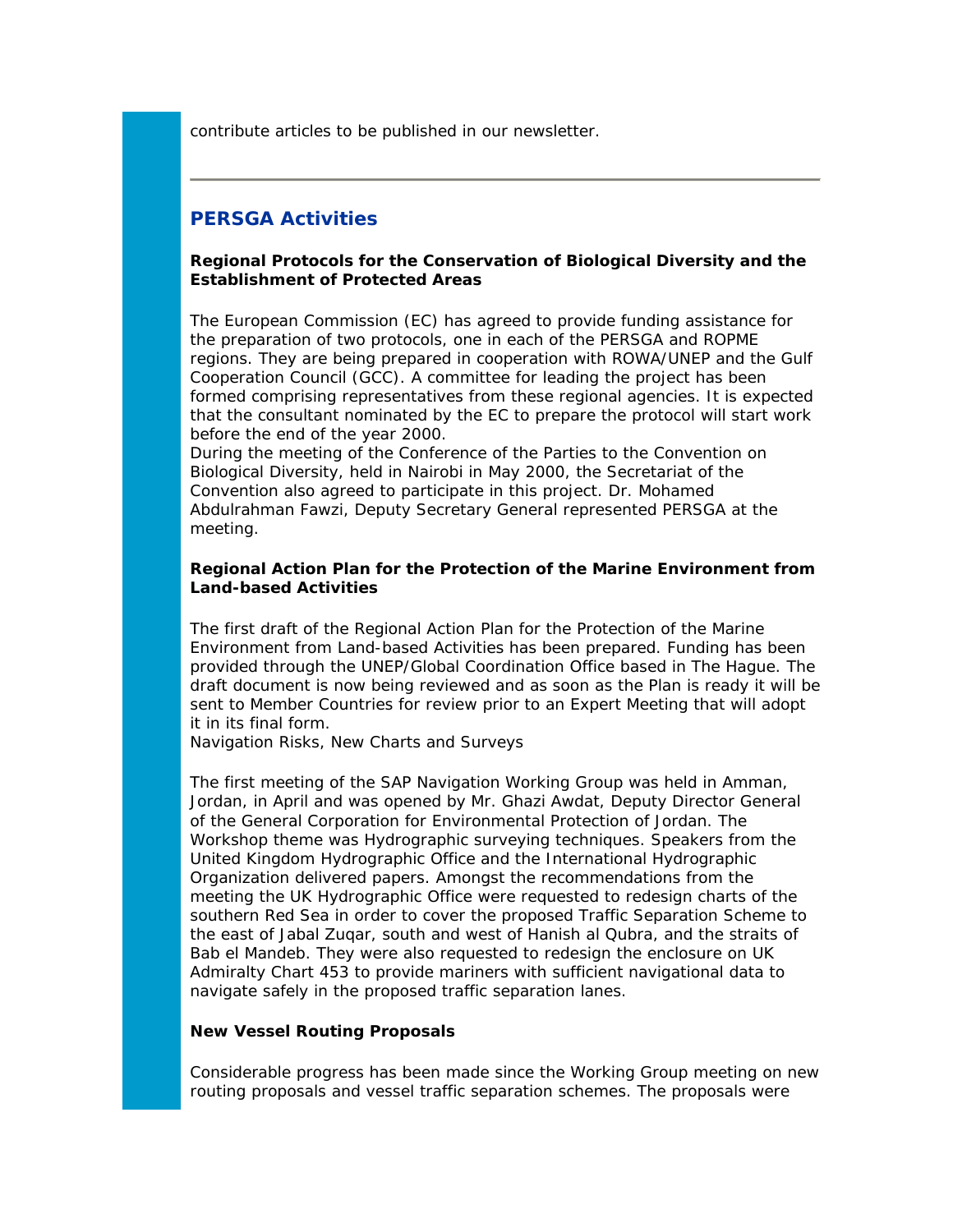contribute articles to be published in our newsletter.

---

## PERSGA Activities

**Regional Protocols for the Conservation of Biological Diversity and the Establishment of Protected Areas**

The European Commission (EC) has agreed to provide funding assistance for the preparation of two protocols, one in each of the PERSGA and ROPME regions. They are being prepared in cooperation with ROWA/UNEP and the Gulf Cooperation Council (GCC). A committee for leading the project has been formed comprising representatives from these regional agencies. It is expected that the consultant nominated by the EC to prepare the protocol will start work before the end of the year 2000.
During the meeting of the Conference of the Parties to the Convention on Biological Diversity, held in Nairobi in May 2000, the Secretariat of the Convention also agreed to participate in this project. Dr. Mohamed Abdulrahman Fawzi, Deputy Secretary General represented PERSGA at the meeting.

**Regional Action Plan for the Protection of the Marine Environment from Land-based Activities**

The first draft of the Regional Action Plan for the Protection of the Marine Environment from Land-based Activities has been prepared. Funding has been provided through the UNEP/Global Coordination Office based in The Hague. The draft document is now being reviewed and as soon as the Plan is ready it will be sent to Member Countries for review prior to an Expert Meeting that will adopt it in its final form.
Navigation Risks, New Charts and Surveys

The first meeting of the SAP Navigation Working Group was held in Amman, Jordan, in April and was opened by Mr. Ghazi Awdat, Deputy Director General of the General Corporation for Environmental Protection of Jordan. The Workshop theme was Hydrographic surveying techniques. Speakers from the United Kingdom Hydrographic Office and the International Hydrographic Organization delivered papers. Amongst the recommendations from the meeting the UK Hydrographic Office were requested to redesign charts of the southern Red Sea in order to cover the proposed Traffic Separation Scheme to the east of Jabal Zuqar, south and west of Hanish al Qubra, and the straits of Bab el Mandeb. They were also requested to redesign the enclosure on UK Admiralty Chart 453 to provide mariners with sufficient navigational data to navigate safely in the proposed traffic separation lanes.

**New Vessel Routing Proposals**

Considerable progress has been made since the Working Group meeting on new routing proposals and vessel traffic separation schemes. The proposals were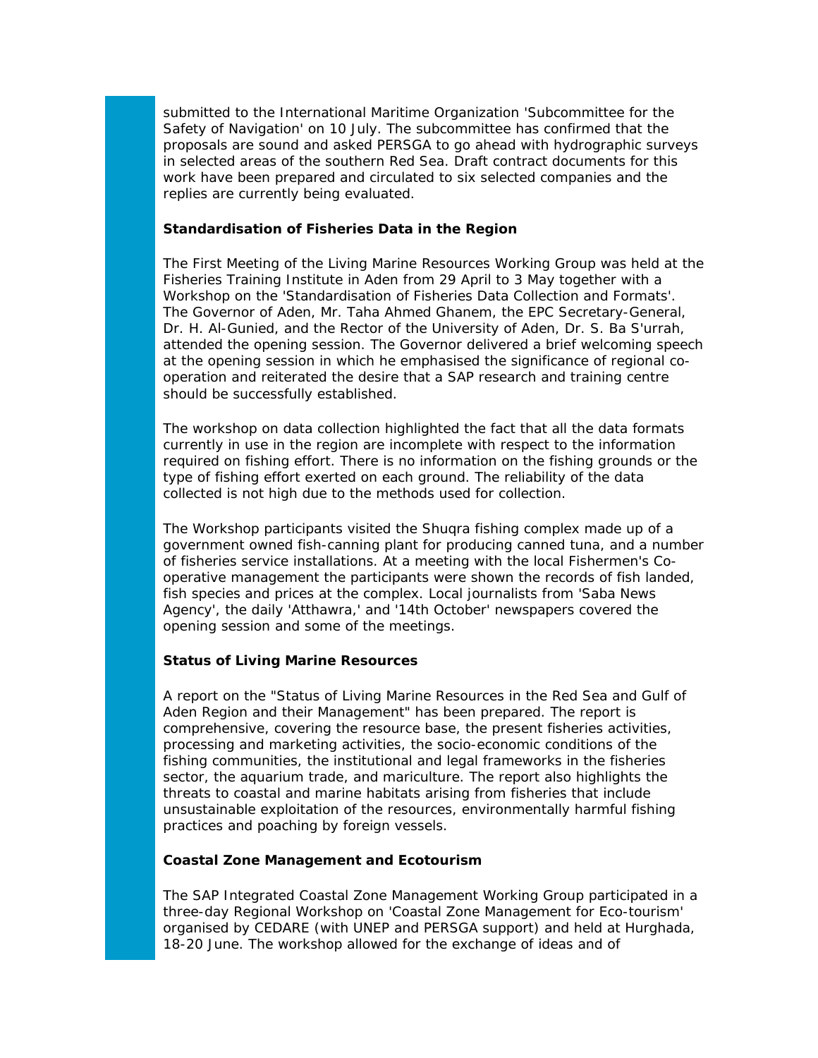submitted to the International Maritime Organization 'Subcommittee for the Safety of Navigation' on 10 July. The subcommittee has confirmed that the proposals are sound and asked PERSGA to go ahead with hydrographic surveys in selected areas of the southern Red Sea. Draft contract documents for this work have been prepared and circulated to six selected companies and the replies are currently being evaluated.

**Standardisation of Fisheries Data in the Region**

The First Meeting of the Living Marine Resources Working Group was held at the Fisheries Training Institute in Aden from 29 April to 3 May together with a Workshop on the 'Standardisation of Fisheries Data Collection and Formats'. The Governor of Aden, Mr. Taha Ahmed Ghanem, the EPC Secretary-General, Dr. H. Al-Gunied, and the Rector of the University of Aden, Dr. S. Ba S'urrah, attended the opening session. The Governor delivered a brief welcoming speech at the opening session in which he emphasised the significance of regional co-operation and reiterated the desire that a SAP research and training centre should be successfully established.

The workshop on data collection highlighted the fact that all the data formats currently in use in the region are incomplete with respect to the information required on fishing effort. There is no information on the fishing grounds or the type of fishing effort exerted on each ground. The reliability of the data collected is not high due to the methods used for collection.

The Workshop participants visited the Shuqra fishing complex made up of a government owned fish-canning plant for producing canned tuna, and a number of fisheries service installations. At a meeting with the local Fishermen's Co-operative management the participants were shown the records of fish landed, fish species and prices at the complex. Local journalists from 'Saba News Agency', the daily 'Atthawra,' and '14th October' newspapers covered the opening session and some of the meetings.

**Status of Living Marine Resources**

A report on the "Status of Living Marine Resources in the Red Sea and Gulf of Aden Region and their Management" has been prepared. The report is comprehensive, covering the resource base, the present fisheries activities, processing and marketing activities, the socio-economic conditions of the fishing communities, the institutional and legal frameworks in the fisheries sector, the aquarium trade, and mariculture. The report also highlights the threats to coastal and marine habitats arising from fisheries that include unsustainable exploitation of the resources, environmentally harmful fishing practices and poaching by foreign vessels.

**Coastal Zone Management and Ecotourism**

The SAP Integrated Coastal Zone Management Working Group participated in a three-day Regional Workshop on 'Coastal Zone Management for Eco-tourism' organised by CEDARE (with UNEP and PERSGA support) and held at Hurghada, 18-20 June. The workshop allowed for the exchange of ideas and of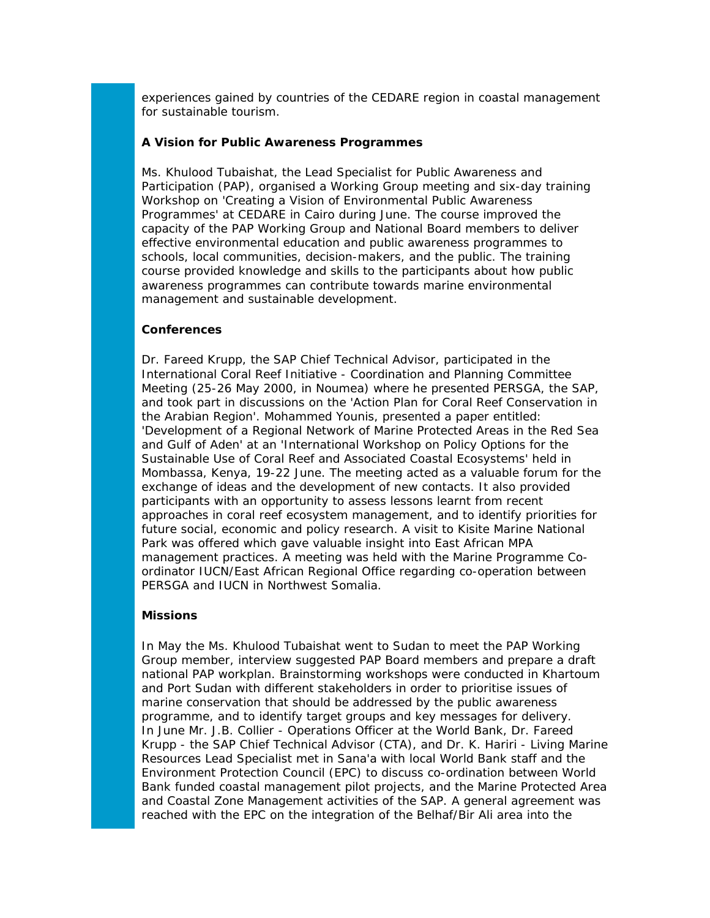experiences gained by countries of the CEDARE region in coastal management for sustainable tourism.

### A Vision for Public Awareness Programmes

Ms. Khulood Tubaishat, the Lead Specialist for Public Awareness and Participation (PAP), organised a Working Group meeting and six-day training Workshop on 'Creating a Vision of Environmental Public Awareness Programmes' at CEDARE in Cairo during June. The course improved the capacity of the PAP Working Group and National Board members to deliver effective environmental education and public awareness programmes to schools, local communities, decision-makers, and the public. The training course provided knowledge and skills to the participants about how public awareness programmes can contribute towards marine environmental management and sustainable development.

### Conferences

Dr. Fareed Krupp, the SAP Chief Technical Advisor, participated in the International Coral Reef Initiative - Coordination and Planning Committee Meeting (25-26 May 2000, in Noumea) where he presented PERSGA, the SAP, and took part in discussions on the 'Action Plan for Coral Reef Conservation in the Arabian Region'. Mohammed Younis, presented a paper entitled: 'Development of a Regional Network of Marine Protected Areas in the Red Sea and Gulf of Aden' at an 'International Workshop on Policy Options for the Sustainable Use of Coral Reef and Associated Coastal Ecosystems' held in Mombassa, Kenya, 19-22 June. The meeting acted as a valuable forum for the exchange of ideas and the development of new contacts. It also provided participants with an opportunity to assess lessons learnt from recent approaches in coral reef ecosystem management, and to identify priorities for future social, economic and policy research. A visit to Kisite Marine National Park was offered which gave valuable insight into East African MPA management practices. A meeting was held with the Marine Programme Co-ordinator IUCN/East African Regional Office regarding co-operation between PERSGA and IUCN in Northwest Somalia.

### Missions

In May the Ms. Khulood Tubaishat went to Sudan to meet the PAP Working Group member, interview suggested PAP Board members and prepare a draft national PAP workplan. Brainstorming workshops were conducted in Khartoum and Port Sudan with different stakeholders in order to prioritise issues of marine conservation that should be addressed by the public awareness programme, and to identify target groups and key messages for delivery.
In June Mr. J.B. Collier - Operations Officer at the World Bank, Dr. Fareed Krupp - the SAP Chief Technical Advisor (CTA), and Dr. K. Hariri - Living Marine Resources Lead Specialist met in Sana'a with local World Bank staff and the Environment Protection Council (EPC) to discuss co-ordination between World Bank funded coastal management pilot projects, and the Marine Protected Area and Coastal Zone Management activities of the SAP. A general agreement was reached with the EPC on the integration of the Belhaf/Bir Ali area into the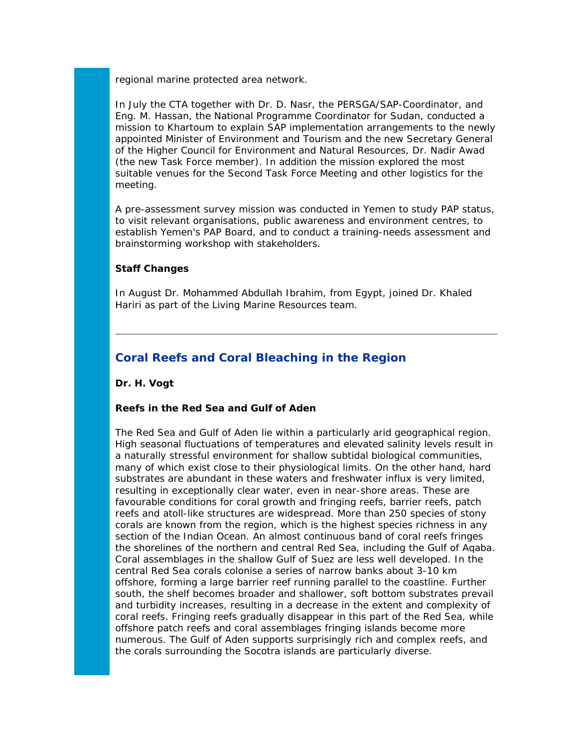regional marine protected area network.

In July the CTA together with Dr. D. Nasr, the PERSGA/SAP-Coordinator, and Eng. M. Hassan, the National Programme Coordinator for Sudan, conducted a mission to Khartoum to explain SAP implementation arrangements to the newly appointed Minister of Environment and Tourism and the new Secretary General of the Higher Council for Environment and Natural Resources, Dr. Nadir Awad (the new Task Force member). In addition the mission explored the most suitable venues for the Second Task Force Meeting and other logistics for the meeting.

A pre-assessment survey mission was conducted in Yemen to study PAP status, to visit relevant organisations, public awareness and environment centres, to establish Yemen's PAP Board, and to conduct a training-needs assessment and brainstorming workshop with stakeholders.

**Staff Changes**

In August Dr. Mohammed Abdullah Ibrahim, from Egypt, joined Dr. Khaled Hariri as part of the Living Marine Resources team.

---

## Coral Reefs and Coral Bleaching in the Region

**Dr. H. Vogt**

**Reefs in the Red Sea and Gulf of Aden**

The Red Sea and Gulf of Aden lie within a particularly arid geographical region. High seasonal fluctuations of temperatures and elevated salinity levels result in a naturally stressful environment for shallow subtidal biological communities, many of which exist close to their physiological limits. On the other hand, hard substrates are abundant in these waters and freshwater influx is very limited, resulting in exceptionally clear water, even in near-shore areas. These are favourable conditions for coral growth and fringing reefs, barrier reefs, patch reefs and atoll-like structures are widespread. More than 250 species of stony corals are known from the region, which is the highest species richness in any section of the Indian Ocean. An almost continuous band of coral reefs fringes the shorelines of the northern and central Red Sea, including the Gulf of Aqaba. Coral assemblages in the shallow Gulf of Suez are less well developed. In the central Red Sea corals colonise a series of narrow banks about 3-10 km offshore, forming a large barrier reef running parallel to the coastline. Further south, the shelf becomes broader and shallower, soft bottom substrates prevail and turbidity increases, resulting in a decrease in the extent and complexity of coral reefs. Fringing reefs gradually disappear in this part of the Red Sea, while offshore patch reefs and coral assemblages fringing islands become more numerous. The Gulf of Aden supports surprisingly rich and complex reefs, and the corals surrounding the Socotra islands are particularly diverse.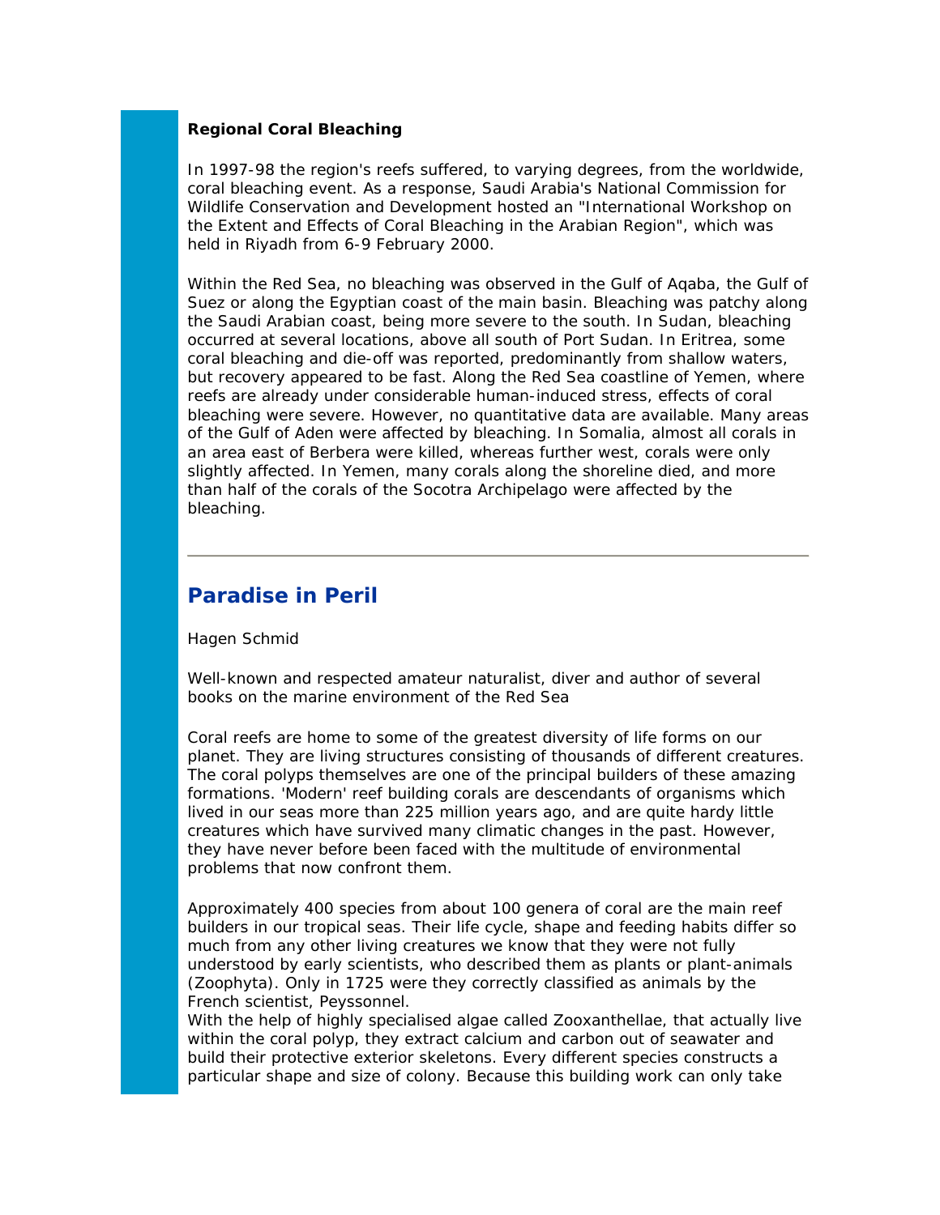**Regional Coral Bleaching**

In 1997-98 the region's reefs suffered, to varying degrees, from the worldwide, coral bleaching event. As a response, Saudi Arabia's National Commission for Wildlife Conservation and Development hosted an "International Workshop on the Extent and Effects of Coral Bleaching in the Arabian Region", which was held in Riyadh from 6-9 February 2000.

Within the Red Sea, no bleaching was observed in the Gulf of Aqaba, the Gulf of Suez or along the Egyptian coast of the main basin. Bleaching was patchy along the Saudi Arabian coast, being more severe to the south. In Sudan, bleaching occurred at several locations, above all south of Port Sudan. In Eritrea, some coral bleaching and die-off was reported, predominantly from shallow waters, but recovery appeared to be fast. Along the Red Sea coastline of Yemen, where reefs are already under considerable human-induced stress, effects of coral bleaching were severe. However, no quantitative data are available. Many areas of the Gulf of Aden were affected by bleaching. In Somalia, almost all corals in an area east of Berbera were killed, whereas further west, corals were only slightly affected. In Yemen, many corals along the shoreline died, and more than half of the corals of the Socotra Archipelago were affected by the bleaching.

---

## Paradise in Peril

Hagen Schmid

Well-known and respected amateur naturalist, diver and author of several books on the marine environment of the Red Sea

Coral reefs are home to some of the greatest diversity of life forms on our planet. They are living structures consisting of thousands of different creatures. The coral polyps themselves are one of the principal builders of these amazing formations. 'Modern' reef building corals are descendants of organisms which lived in our seas more than 225 million years ago, and are quite hardy little creatures which have survived many climatic changes in the past. However, they have never before been faced with the multitude of environmental problems that now confront them.

Approximately 400 species from about 100 genera of coral are the main reef builders in our tropical seas. Their life cycle, shape and feeding habits differ so much from any other living creatures we know that they were not fully understood by early scientists, who described them as plants or plant-animals (Zoophyta). Only in 1725 were they correctly classified as animals by the French scientist, Peyssonnel.
With the help of highly specialised algae called Zooxanthellae, that actually live within the coral polyp, they extract calcium and carbon out of seawater and build their protective exterior skeletons. Every different species constructs a particular shape and size of colony. Because this building work can only take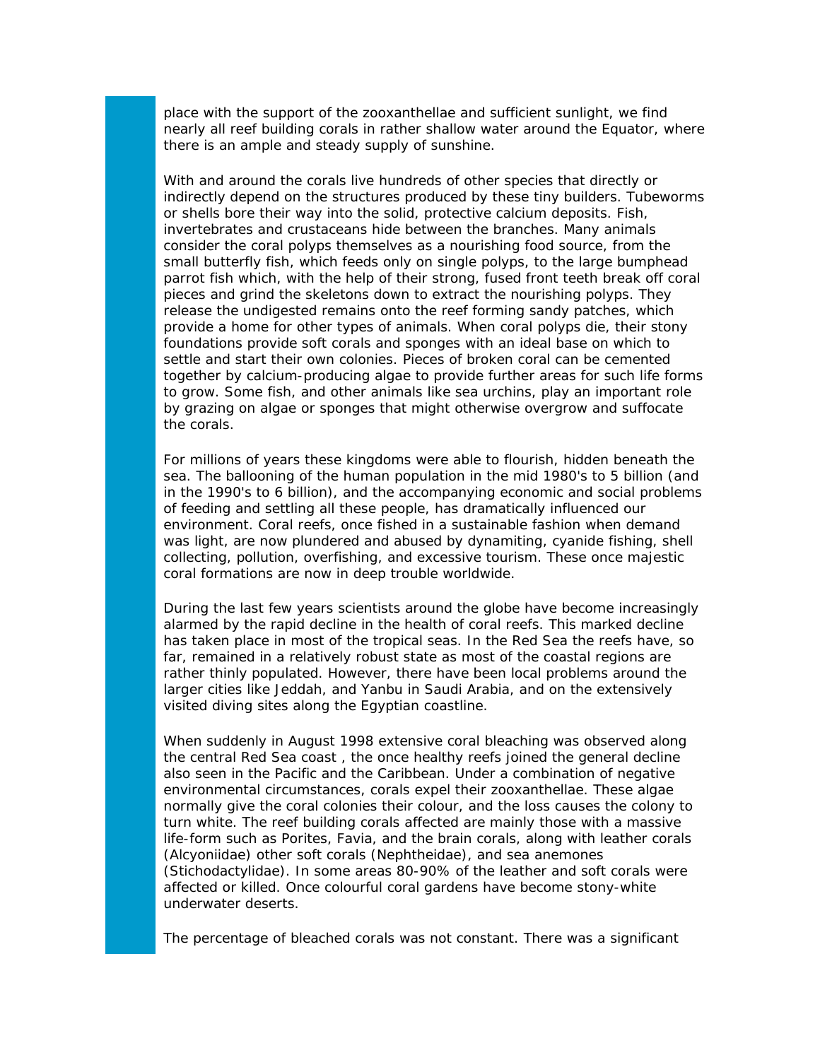place with the support of the zooxanthellae and sufficient sunlight, we find nearly all reef building corals in rather shallow water around the Equator, where there is an ample and steady supply of sunshine.

With and around the corals live hundreds of other species that directly or indirectly depend on the structures produced by these tiny builders. Tubeworms or shells bore their way into the solid, protective calcium deposits. Fish, invertebrates and crustaceans hide between the branches. Many animals consider the coral polyps themselves as a nourishing food source, from the small butterfly fish, which feeds only on single polyps, to the large bumphead parrot fish which, with the help of their strong, fused front teeth break off coral pieces and grind the skeletons down to extract the nourishing polyps. They release the undigested remains onto the reef forming sandy patches, which provide a home for other types of animals. When coral polyps die, their stony foundations provide soft corals and sponges with an ideal base on which to settle and start their own colonies. Pieces of broken coral can be cemented together by calcium-producing algae to provide further areas for such life forms to grow. Some fish, and other animals like sea urchins, play an important role by grazing on algae or sponges that might otherwise overgrow and suffocate the corals.

For millions of years these kingdoms were able to flourish, hidden beneath the sea. The ballooning of the human population in the mid 1980's to 5 billion (and in the 1990's to 6 billion), and the accompanying economic and social problems of feeding and settling all these people, has dramatically influenced our environment. Coral reefs, once fished in a sustainable fashion when demand was light, are now plundered and abused by dynamiting, cyanide fishing, shell collecting, pollution, overfishing, and excessive tourism. These once majestic coral formations are now in deep trouble worldwide.

During the last few years scientists around the globe have become increasingly alarmed by the rapid decline in the health of coral reefs. This marked decline has taken place in most of the tropical seas. In the Red Sea the reefs have, so far, remained in a relatively robust state as most of the coastal regions are rather thinly populated. However, there have been local problems around the larger cities like Jeddah, and Yanbu in Saudi Arabia, and on the extensively visited diving sites along the Egyptian coastline.

When suddenly in August 1998 extensive coral bleaching was observed along the central Red Sea coast , the once healthy reefs joined the general decline also seen in the Pacific and the Caribbean. Under a combination of negative environmental circumstances, corals expel their zooxanthellae. These algae normally give the coral colonies their colour, and the loss causes the colony to turn white. The reef building corals affected are mainly those with a massive life-form such as Porites, Favia, and the brain corals, along with leather corals (Alcyoniidae) other soft corals (Nephtheidae), and sea anemones (Stichodactylidae). In some areas 80-90% of the leather and soft corals were affected or killed. Once colourful coral gardens have become stony-white underwater deserts.

The percentage of bleached corals was not constant. There was a significant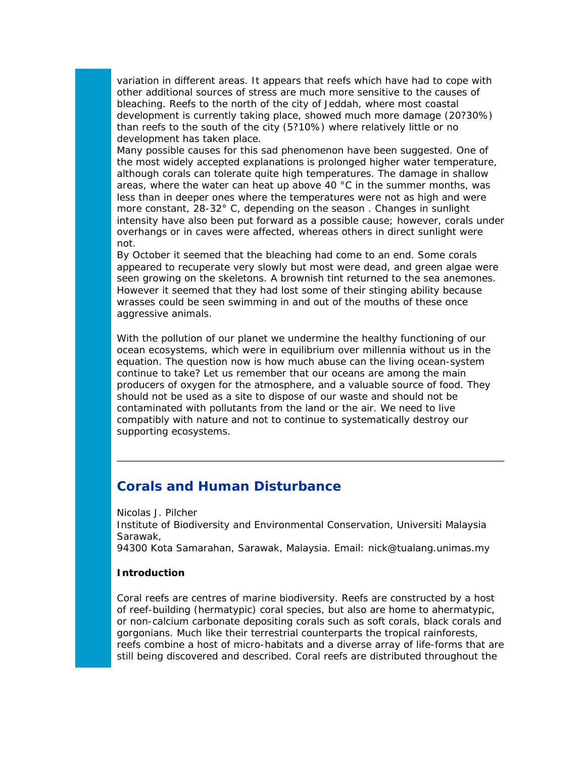variation in different areas. It appears that reefs which have had to cope with other additional sources of stress are much more sensitive to the causes of bleaching. Reefs to the north of the city of Jeddah, where most coastal development is currently taking place, showed much more damage (20?30%) than reefs to the south of the city (5?10%) where relatively little or no development has taken place.

Many possible causes for this sad phenomenon have been suggested. One of the most widely accepted explanations is prolonged higher water temperature, although corals can tolerate quite high temperatures. The damage in shallow areas, where the water can heat up above 40 °C in the summer months, was less than in deeper ones where the temperatures were not as high and were more constant, 28-32° C, depending on the season . Changes in sunlight intensity have also been put forward as a possible cause; however, corals under overhangs or in caves were affected, whereas others in direct sunlight were not.

By October it seemed that the bleaching had come to an end. Some corals appeared to recuperate very slowly but most were dead, and green algae were seen growing on the skeletons. A brownish tint returned to the sea anemones. However it seemed that they had lost some of their stinging ability because wrasses could be seen swimming in and out of the mouths of these once aggressive animals.

With the pollution of our planet we undermine the healthy functioning of our ocean ecosystems, which were in equilibrium over millennia without us in the equation. The question now is how much abuse can the living ocean-system continue to take? Let us remember that our oceans are among the main producers of oxygen for the atmosphere, and a valuable source of food. They should not be used as a site to dispose of our waste and should not be contaminated with pollutants from the land or the air. We need to live compatibly with nature and not to continue to systematically destroy our supporting ecosystems.

---

## Corals and Human Disturbance

Nicolas J. Pilcher
Institute of Biodiversity and Environmental Conservation, Universiti Malaysia Sarawak,
94300 Kota Samarahan, Sarawak, Malaysia. Email: nick@tualang.unimas.my

**Introduction**

Coral reefs are centres of marine biodiversity. Reefs are constructed by a host of reef-building (hermatypic) coral species, but also are home to ahermatypic, or non-calcium carbonate depositing corals such as soft corals, black corals and gorgonians. Much like their terrestrial counterparts the tropical rainforests, reefs combine a host of micro-habitats and a diverse array of life-forms that are still being discovered and described. Coral reefs are distributed throughout the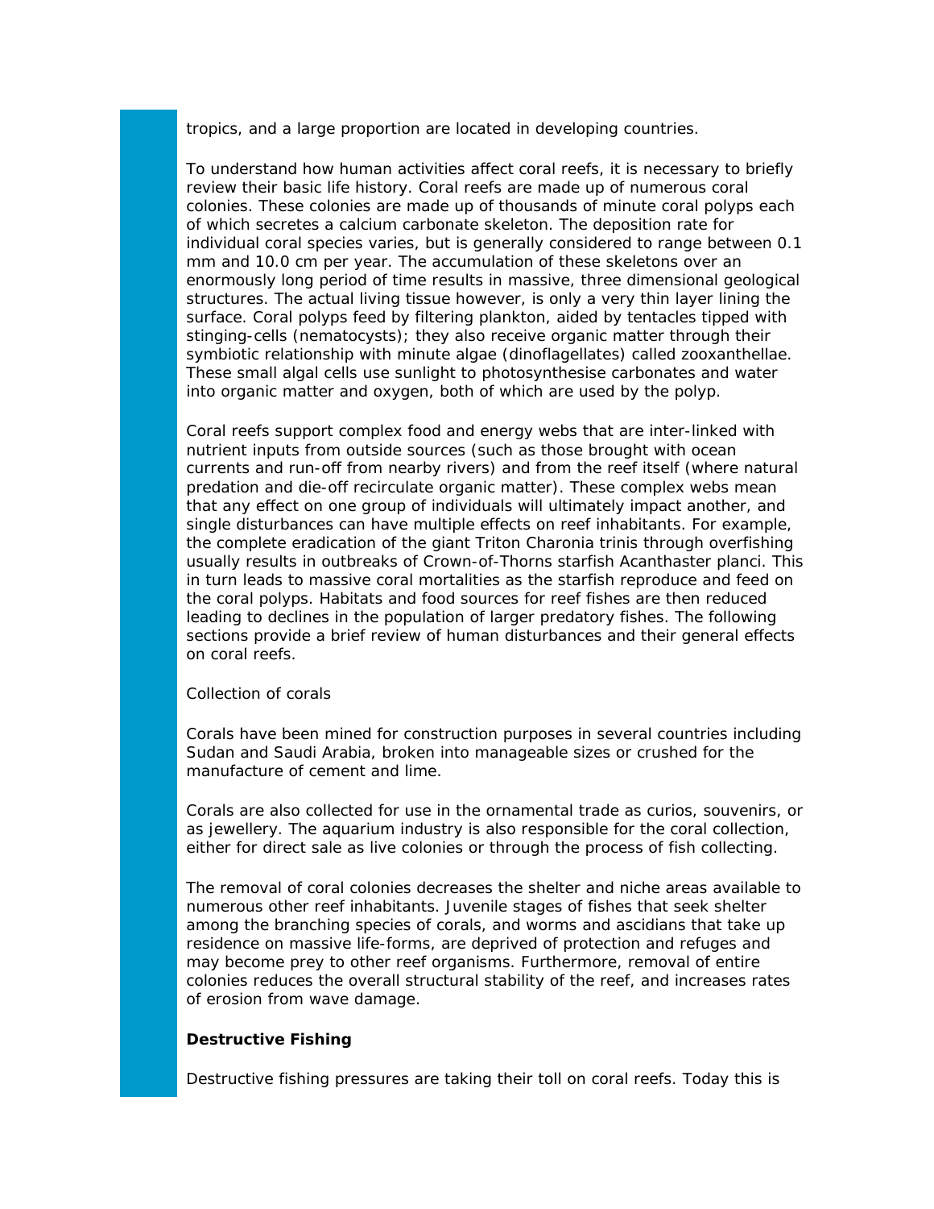tropics, and a large proportion are located in developing countries.

To understand how human activities affect coral reefs, it is necessary to briefly review their basic life history. Coral reefs are made up of numerous coral colonies. These colonies are made up of thousands of minute coral polyps each of which secretes a calcium carbonate skeleton. The deposition rate for individual coral species varies, but is generally considered to range between 0.1 mm and 10.0 cm per year. The accumulation of these skeletons over an enormously long period of time results in massive, three dimensional geological structures. The actual living tissue however, is only a very thin layer lining the surface. Coral polyps feed by filtering plankton, aided by tentacles tipped with stinging-cells (nematocysts); they also receive organic matter through their symbiotic relationship with minute algae (dinoflagellates) called zooxanthellae. These small algal cells use sunlight to photosynthesise carbonates and water into organic matter and oxygen, both of which are used by the polyp.

Coral reefs support complex food and energy webs that are inter-linked with nutrient inputs from outside sources (such as those brought with ocean currents and run-off from nearby rivers) and from the reef itself (where natural predation and die-off recirculate organic matter). These complex webs mean that any effect on one group of individuals will ultimately impact another, and single disturbances can have multiple effects on reef inhabitants. For example, the complete eradication of the giant Triton Charonia trinis through overfishing usually results in outbreaks of Crown-of-Thorns starfish Acanthaster planci. This in turn leads to massive coral mortalities as the starfish reproduce and feed on the coral polyps. Habitats and food sources for reef fishes are then reduced leading to declines in the population of larger predatory fishes. The following sections provide a brief review of human disturbances and their general effects on coral reefs.

Collection of corals

Corals have been mined for construction purposes in several countries including Sudan and Saudi Arabia, broken into manageable sizes or crushed for the manufacture of cement and lime.

Corals are also collected for use in the ornamental trade as curios, souvenirs, or as jewellery. The aquarium industry is also responsible for the coral collection, either for direct sale as live colonies or through the process of fish collecting.

The removal of coral colonies decreases the shelter and niche areas available to numerous other reef inhabitants. Juvenile stages of fishes that seek shelter among the branching species of corals, and worms and ascidians that take up residence on massive life-forms, are deprived of protection and refuges and may become prey to other reef organisms. Furthermore, removal of entire colonies reduces the overall structural stability of the reef, and increases rates of erosion from wave damage.

**Destructive Fishing**

Destructive fishing pressures are taking their toll on coral reefs. Today this is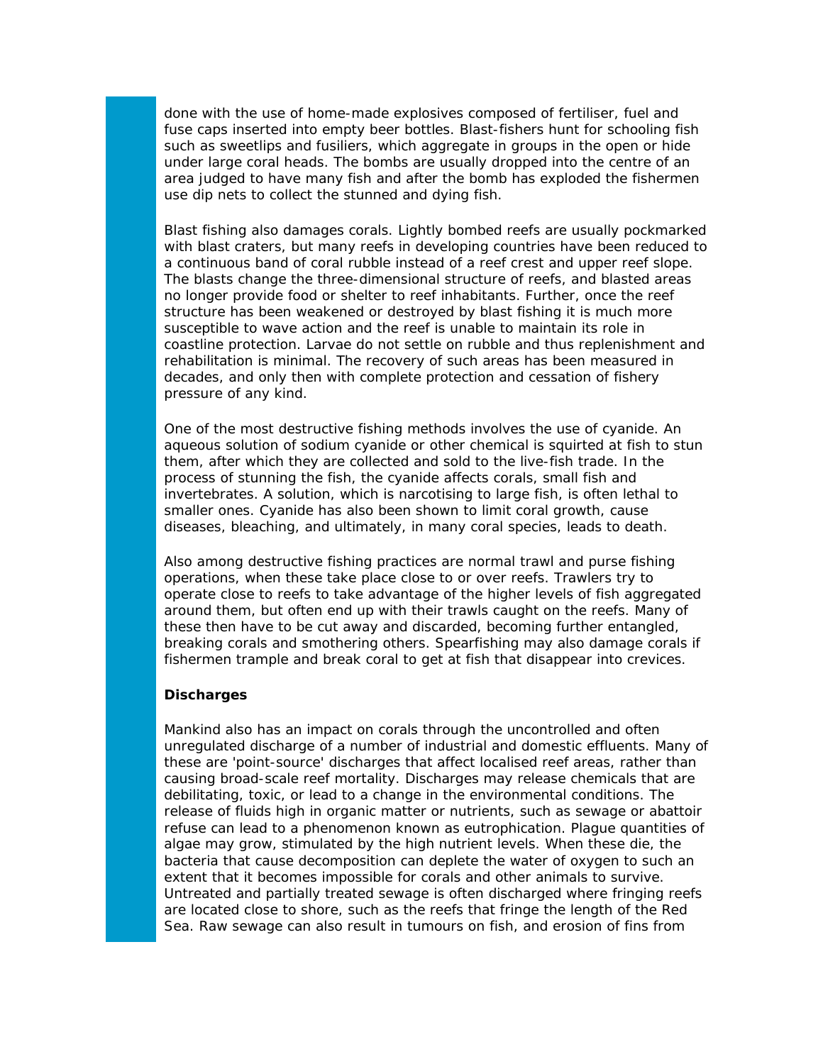done with the use of home-made explosives composed of fertiliser, fuel and fuse caps inserted into empty beer bottles. Blast-fishers hunt for schooling fish such as sweetlips and fusiliers, which aggregate in groups in the open or hide under large coral heads. The bombs are usually dropped into the centre of an area judged to have many fish and after the bomb has exploded the fishermen use dip nets to collect the stunned and dying fish.

Blast fishing also damages corals. Lightly bombed reefs are usually pockmarked with blast craters, but many reefs in developing countries have been reduced to a continuous band of coral rubble instead of a reef crest and upper reef slope. The blasts change the three-dimensional structure of reefs, and blasted areas no longer provide food or shelter to reef inhabitants. Further, once the reef structure has been weakened or destroyed by blast fishing it is much more susceptible to wave action and the reef is unable to maintain its role in coastline protection. Larvae do not settle on rubble and thus replenishment and rehabilitation is minimal. The recovery of such areas has been measured in decades, and only then with complete protection and cessation of fishery pressure of any kind.

One of the most destructive fishing methods involves the use of cyanide. An aqueous solution of sodium cyanide or other chemical is squirted at fish to stun them, after which they are collected and sold to the live-fish trade. In the process of stunning the fish, the cyanide affects corals, small fish and invertebrates. A solution, which is narcotising to large fish, is often lethal to smaller ones. Cyanide has also been shown to limit coral growth, cause diseases, bleaching, and ultimately, in many coral species, leads to death.

Also among destructive fishing practices are normal trawl and purse fishing operations, when these take place close to or over reefs. Trawlers try to operate close to reefs to take advantage of the higher levels of fish aggregated around them, but often end up with their trawls caught on the reefs. Many of these then have to be cut away and discarded, becoming further entangled, breaking corals and smothering others. Spearfishing may also damage corals if fishermen trample and break coral to get at fish that disappear into crevices.

**Discharges**

Mankind also has an impact on corals through the uncontrolled and often unregulated discharge of a number of industrial and domestic effluents. Many of these are 'point-source' discharges that affect localised reef areas, rather than causing broad-scale reef mortality. Discharges may release chemicals that are debilitating, toxic, or lead to a change in the environmental conditions. The release of fluids high in organic matter or nutrients, such as sewage or abattoir refuse can lead to a phenomenon known as eutrophication. Plague quantities of algae may grow, stimulated by the high nutrient levels. When these die, the bacteria that cause decomposition can deplete the water of oxygen to such an extent that it becomes impossible for corals and other animals to survive. Untreated and partially treated sewage is often discharged where fringing reefs are located close to shore, such as the reefs that fringe the length of the Red Sea. Raw sewage can also result in tumours on fish, and erosion of fins from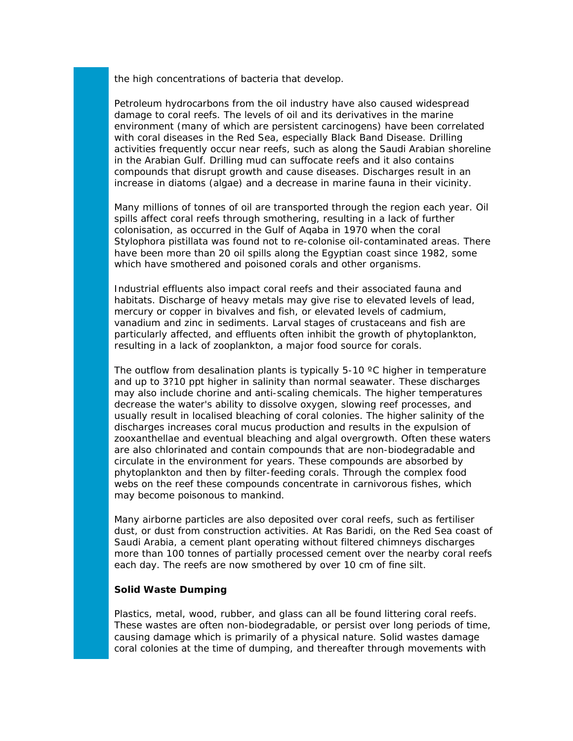the high concentrations of bacteria that develop.

Petroleum hydrocarbons from the oil industry have also caused widespread damage to coral reefs. The levels of oil and its derivatives in the marine environment (many of which are persistent carcinogens) have been correlated with coral diseases in the Red Sea, especially Black Band Disease. Drilling activities frequently occur near reefs, such as along the Saudi Arabian shoreline in the Arabian Gulf. Drilling mud can suffocate reefs and it also contains compounds that disrupt growth and cause diseases. Discharges result in an increase in diatoms (algae) and a decrease in marine fauna in their vicinity.

Many millions of tonnes of oil are transported through the region each year. Oil spills affect coral reefs through smothering, resulting in a lack of further colonisation, as occurred in the Gulf of Aqaba in 1970 when the coral *Stylophora pistillata* was found not to re-colonise oil-contaminated areas. There have been more than 20 oil spills along the Egyptian coast since 1982, some which have smothered and poisoned corals and other organisms.

Industrial effluents also impact coral reefs and their associated fauna and habitats. Discharge of heavy metals may give rise to elevated levels of lead, mercury or copper in bivalves and fish, or elevated levels of cadmium, vanadium and zinc in sediments. Larval stages of crustaceans and fish are particularly affected, and effluents often inhibit the growth of phytoplankton, resulting in a lack of zooplankton, a major food source for corals.

The outflow from desalination plants is typically 5-10 ºC higher in temperature and up to 3?10 ppt higher in salinity than normal seawater. These discharges may also include chorine and anti-scaling chemicals. The higher temperatures decrease the water's ability to dissolve oxygen, slowing reef processes, and usually result in localised bleaching of coral colonies. The higher salinity of the discharges increases coral mucus production and results in the expulsion of zooxanthellae and eventual bleaching and algal overgrowth. Often these waters are also chlorinated and contain compounds that are non-biodegradable and circulate in the environment for years. These compounds are absorbed by phytoplankton and then by filter-feeding corals. Through the complex food webs on the reef these compounds concentrate in carnivorous fishes, which may become poisonous to mankind.

Many airborne particles are also deposited over coral reefs, such as fertiliser dust, or dust from construction activities. At Ras Baridi, on the Red Sea coast of Saudi Arabia, a cement plant operating without filtered chimneys discharges more than 100 tonnes of partially processed cement over the nearby coral reefs each day. The reefs are now smothered by over 10 cm of fine silt.

**Solid Waste Dumping**

Plastics, metal, wood, rubber, and glass can all be found littering coral reefs. These wastes are often non-biodegradable, or persist over long periods of time, causing damage which is primarily of a physical nature. Solid wastes damage coral colonies at the time of dumping, and thereafter through movements with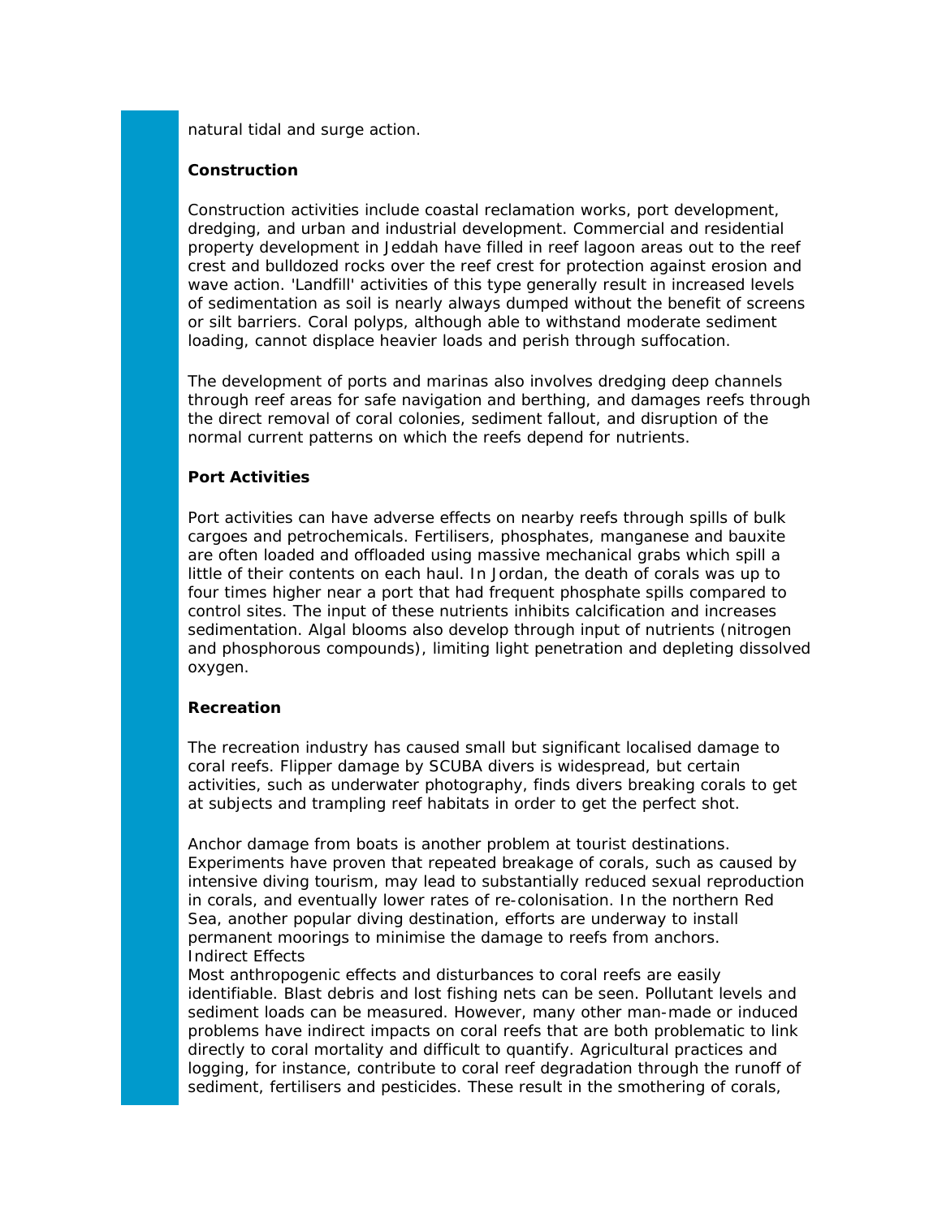natural tidal and surge action.

**Construction**

Construction activities include coastal reclamation works, port development, dredging, and urban and industrial development. Commercial and residential property development in Jeddah have filled in reef lagoon areas out to the reef crest and bulldozed rocks over the reef crest for protection against erosion and wave action. 'Landfill' activities of this type generally result in increased levels of sedimentation as soil is nearly always dumped without the benefit of screens or silt barriers. Coral polyps, although able to withstand moderate sediment loading, cannot displace heavier loads and perish through suffocation.

The development of ports and marinas also involves dredging deep channels through reef areas for safe navigation and berthing, and damages reefs through the direct removal of coral colonies, sediment fallout, and disruption of the normal current patterns on which the reefs depend for nutrients.

**Port Activities**

Port activities can have adverse effects on nearby reefs through spills of bulk cargoes and petrochemicals. Fertilisers, phosphates, manganese and bauxite are often loaded and offloaded using massive mechanical grabs which spill a little of their contents on each haul. In Jordan, the death of corals was up to four times higher near a port that had frequent phosphate spills compared to control sites. The input of these nutrients inhibits calcification and increases sedimentation. Algal blooms also develop through input of nutrients (nitrogen and phosphorous compounds), limiting light penetration and depleting dissolved oxygen.

**Recreation**

The recreation industry has caused small but significant localised damage to coral reefs. Flipper damage by SCUBA divers is widespread, but certain activities, such as underwater photography, finds divers breaking corals to get at subjects and trampling reef habitats in order to get the perfect shot.

Anchor damage from boats is another problem at tourist destinations. Experiments have proven that repeated breakage of corals, such as caused by intensive diving tourism, may lead to substantially reduced sexual reproduction in corals, and eventually lower rates of re-colonisation. In the northern Red Sea, another popular diving destination, efforts are underway to install permanent moorings to minimise the damage to reefs from anchors.

Indirect Effects

Most anthropogenic effects and disturbances to coral reefs are easily identifiable. Blast debris and lost fishing nets can be seen. Pollutant levels and sediment loads can be measured. However, many other man-made or induced problems have indirect impacts on coral reefs that are both problematic to link directly to coral mortality and difficult to quantify. Agricultural practices and logging, for instance, contribute to coral reef degradation through the runoff of sediment, fertilisers and pesticides. These result in the smothering of corals,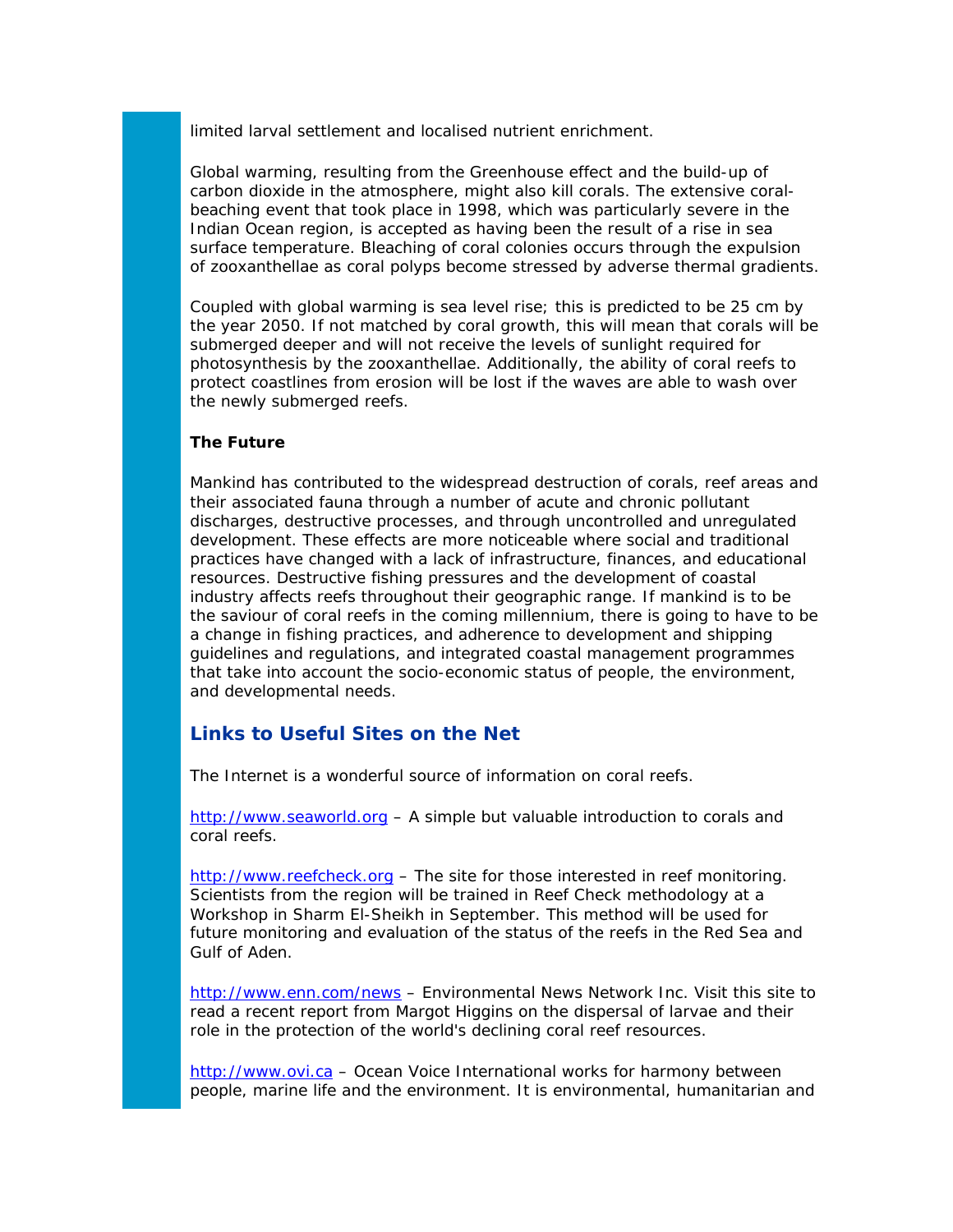limited larval settlement and localised nutrient enrichment.

Global warming, resulting from the Greenhouse effect and the build-up of carbon dioxide in the atmosphere, might also kill corals. The extensive coral-beaching event that took place in 1998, which was particularly severe in the Indian Ocean region, is accepted as having been the result of a rise in sea surface temperature. Bleaching of coral colonies occurs through the expulsion of zooxanthellae as coral polyps become stressed by adverse thermal gradients.

Coupled with global warming is sea level rise; this is predicted to be 25 cm by the year 2050. If not matched by coral growth, this will mean that corals will be submerged deeper and will not receive the levels of sunlight required for photosynthesis by the zooxanthellae. Additionally, the ability of coral reefs to protect coastlines from erosion will be lost if the waves are able to wash over the newly submerged reefs.

**The Future**

Mankind has contributed to the widespread destruction of corals, reef areas and their associated fauna through a number of acute and chronic pollutant discharges, destructive processes, and through uncontrolled and unregulated development. These effects are more noticeable where social and traditional practices have changed with a lack of infrastructure, finances, and educational resources. Destructive fishing pressures and the development of coastal industry affects reefs throughout their geographic range. If mankind is to be the saviour of coral reefs in the coming millennium, there is going to have to be a change in fishing practices, and adherence to development and shipping guidelines and regulations, and integrated coastal management programmes that take into account the socio-economic status of people, the environment, and developmental needs.

## Links to Useful Sites on the Net

The Internet is a wonderful source of information on coral reefs.

http://www.seaworld.org – A simple but valuable introduction to corals and coral reefs.

http://www.reefcheck.org – The site for those interested in reef monitoring. Scientists from the region will be trained in Reef Check methodology at a Workshop in Sharm El-Sheikh in September. This method will be used for future monitoring and evaluation of the status of the reefs in the Red Sea and Gulf of Aden.

http://www.enn.com/news – Environmental News Network Inc. Visit this site to read a recent report from Margot Higgins on the dispersal of larvae and their role in the protection of the world's declining coral reef resources.

http://www.ovi.ca – Ocean Voice International works for harmony between people, marine life and the environment. It is environmental, humanitarian and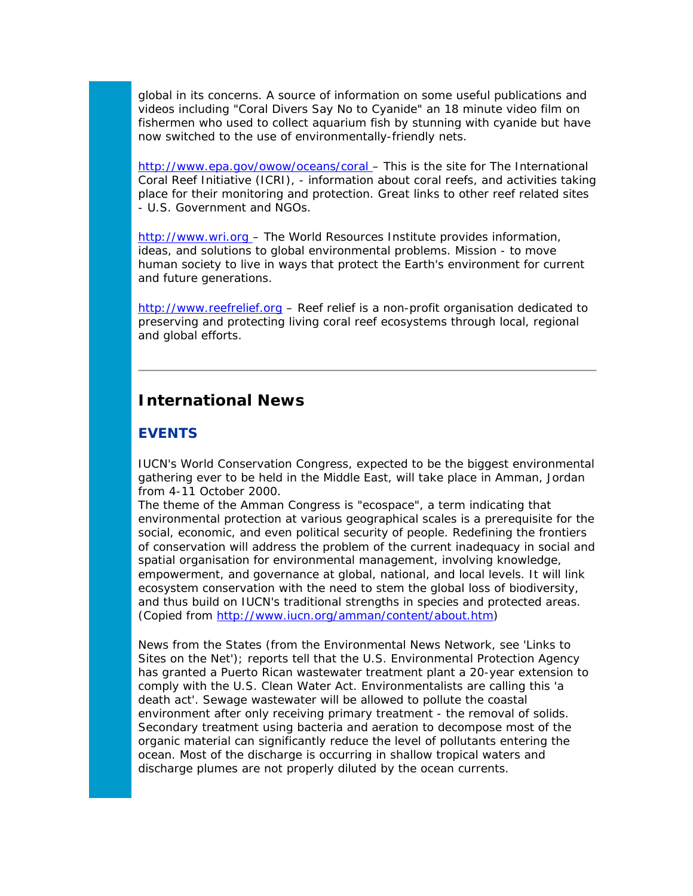global in its concerns. A source of information on some useful publications and videos including "Coral Divers Say No to Cyanide" an 18 minute video film on fishermen who used to collect aquarium fish by stunning with cyanide but have now switched to the use of environmentally-friendly nets.

http://www.epa.gov/owow/oceans/coral – This is the site for The International Coral Reef Initiative (ICRI), - information about coral reefs, and activities taking place for their monitoring and protection. Great links to other reef related sites - U.S. Government and NGOs.

http://www.wri.org – The World Resources Institute provides information, ideas, and solutions to global environmental problems. Mission - to move human society to live in ways that protect the Earth's environment for current and future generations.

http://www.reefrelief.org – Reef relief is a non-profit organisation dedicated to preserving and protecting living coral reef ecosystems through local, regional and global efforts.

---

## International News

### EVENTS

IUCN's World Conservation Congress, expected to be the biggest environmental gathering ever to be held in the Middle East, will take place in Amman, Jordan from 4-11 October 2000.
The theme of the Amman Congress is "ecospace", a term indicating that environmental protection at various geographical scales is a prerequisite for the social, economic, and even political security of people. Redefining the frontiers of conservation will address the problem of the current inadequacy in social and spatial organisation for environmental management, involving knowledge, empowerment, and governance at global, national, and local levels. It will link ecosystem conservation with the need to stem the global loss of biodiversity, and thus build on IUCN's traditional strengths in species and protected areas. (Copied from http://www.iucn.org/amman/content/about.htm)

News from the States (from the Environmental News Network, see 'Links to Sites on the Net'); reports tell that the U.S. Environmental Protection Agency has granted a Puerto Rican wastewater treatment plant a 20-year extension to comply with the U.S. Clean Water Act. Environmentalists are calling this 'a death act'. Sewage wastewater will be allowed to pollute the coastal environment after only receiving primary treatment - the removal of solids. Secondary treatment using bacteria and aeration to decompose most of the organic material can significantly reduce the level of pollutants entering the ocean. Most of the discharge is occurring in shallow tropical waters and discharge plumes are not properly diluted by the ocean currents.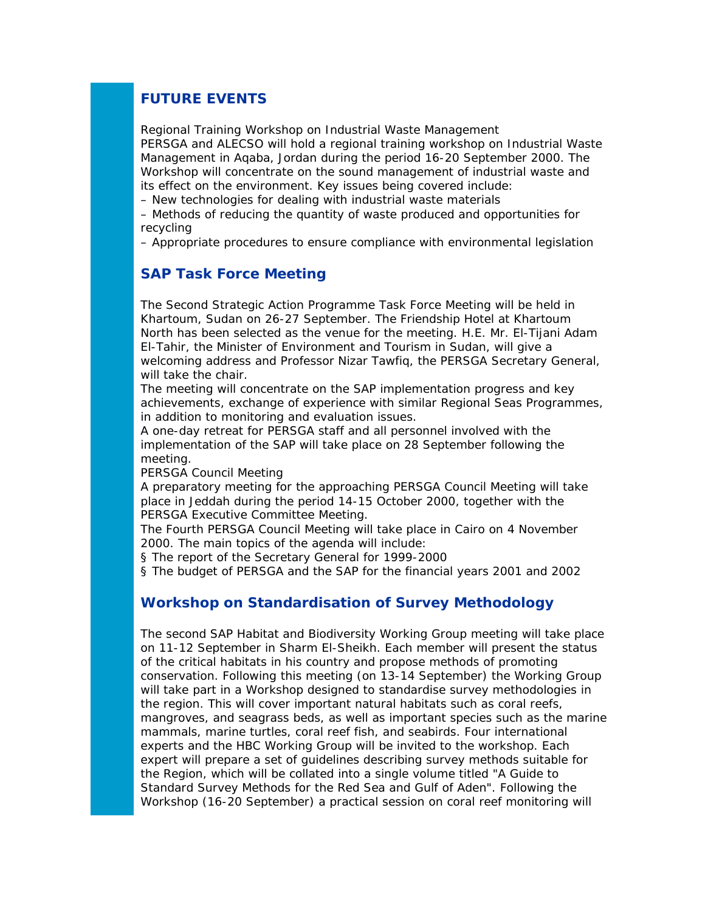## FUTURE EVENTS

Regional Training Workshop on Industrial Waste Management

PERSGA and ALECSO will hold a regional training workshop on Industrial Waste Management in Aqaba, Jordan during the period 16-20 September 2000. The Workshop will concentrate on the sound management of industrial waste and its effect on the environment. Key issues being covered include:

– New technologies for dealing with industrial waste materials

– Methods of reducing the quantity of waste produced and opportunities for recycling

– Appropriate procedures to ensure compliance with environmental legislation

## SAP Task Force Meeting

The Second Strategic Action Programme Task Force Meeting will be held in Khartoum, Sudan on 26-27 September. The Friendship Hotel at Khartoum North has been selected as the venue for the meeting. H.E. Mr. El-Tijani Adam El-Tahir, the Minister of Environment and Tourism in Sudan, will give a welcoming address and Professor Nizar Tawfiq, the PERSGA Secretary General, will take the chair.

The meeting will concentrate on the SAP implementation progress and key achievements, exchange of experience with similar Regional Seas Programmes, in addition to monitoring and evaluation issues.

A one-day retreat for PERSGA staff and all personnel involved with the implementation of the SAP will take place on 28 September following the meeting.

PERSGA Council Meeting

A preparatory meeting for the approaching PERSGA Council Meeting will take place in Jeddah during the period 14-15 October 2000, together with the PERSGA Executive Committee Meeting.

The Fourth PERSGA Council Meeting will take place in Cairo on 4 November 2000. The main topics of the agenda will include:

§ The report of the Secretary General for 1999-2000

§ The budget of PERSGA and the SAP for the financial years 2001 and 2002

## Workshop on Standardisation of Survey Methodology

The second SAP Habitat and Biodiversity Working Group meeting will take place on 11-12 September in Sharm El-Sheikh. Each member will present the status of the critical habitats in his country and propose methods of promoting conservation. Following this meeting (on 13-14 September) the Working Group will take part in a Workshop designed to standardise survey methodologies in the region. This will cover important natural habitats such as coral reefs, mangroves, and seagrass beds, as well as important species such as the marine mammals, marine turtles, coral reef fish, and seabirds. Four international experts and the HBC Working Group will be invited to the workshop. Each expert will prepare a set of guidelines describing survey methods suitable for the Region, which will be collated into a single volume titled "A Guide to Standard Survey Methods for the Red Sea and Gulf of Aden". Following the Workshop (16-20 September) a practical session on coral reef monitoring will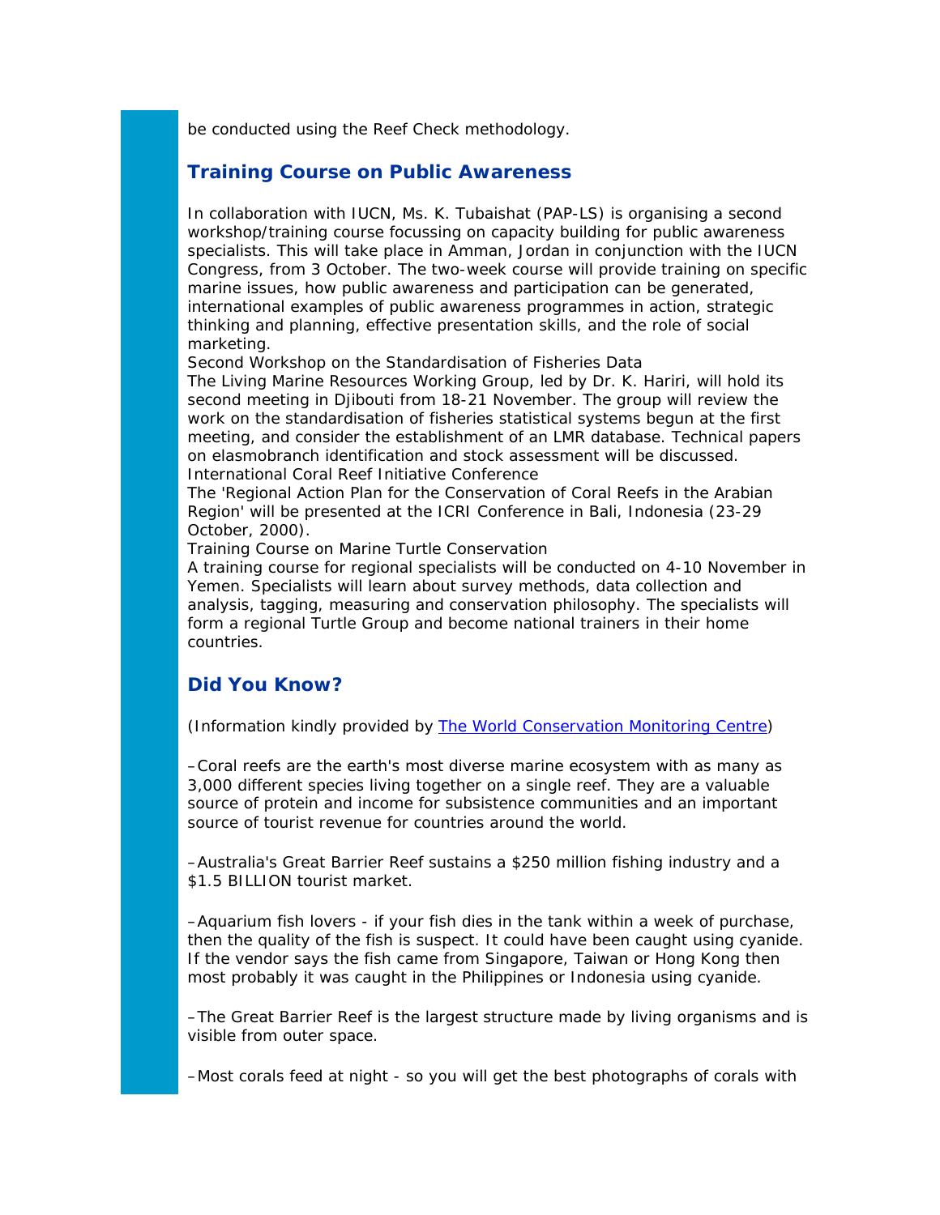be conducted using the Reef Check methodology.

## Training Course on Public Awareness

In collaboration with IUCN, Ms. K. Tubaishat (PAP-LS) is organising a second workshop/training course focussing on capacity building for public awareness specialists. This will take place in Amman, Jordan in conjunction with the IUCN Congress, from 3 October. The two-week course will provide training on specific marine issues, how public awareness and participation can be generated, international examples of public awareness programmes in action, strategic thinking and planning, effective presentation skills, and the role of social marketing.

Second Workshop on the Standardisation of Fisheries Data

The Living Marine Resources Working Group, led by Dr. K. Hariri, will hold its second meeting in Djibouti from 18-21 November. The group will review the work on the standardisation of fisheries statistical systems begun at the first meeting, and consider the establishment of an LMR database. Technical papers on elasmobranch identification and stock assessment will be discussed.

International Coral Reef Initiative Conference

The 'Regional Action Plan for the Conservation of Coral Reefs in the Arabian Region' will be presented at the ICRI Conference in Bali, Indonesia (23-29 October, 2000).

Training Course on Marine Turtle Conservation

A training course for regional specialists will be conducted on 4-10 November in Yemen. Specialists will learn about survey methods, data collection and analysis, tagging, measuring and conservation philosophy. The specialists will form a regional Turtle Group and become national trainers in their home countries.

## Did You Know?

(Information kindly provided by The World Conservation Monitoring Centre)

–Coral reefs are the earth's most diverse marine ecosystem with as many as 3,000 different species living together on a single reef. They are a valuable source of protein and income for subsistence communities and an important source of tourist revenue for countries around the world.

–Australia's Great Barrier Reef sustains a $250 million fishing industry and a $1.5 BILLION tourist market.

–Aquarium fish lovers - if your fish dies in the tank within a week of purchase, then the quality of the fish is suspect. It could have been caught using cyanide. If the vendor says the fish came from Singapore, Taiwan or Hong Kong then most probably it was caught in the Philippines or Indonesia using cyanide.

–The Great Barrier Reef is the largest structure made by living organisms and is visible from outer space.

–Most corals feed at night - so you will get the best photographs of corals with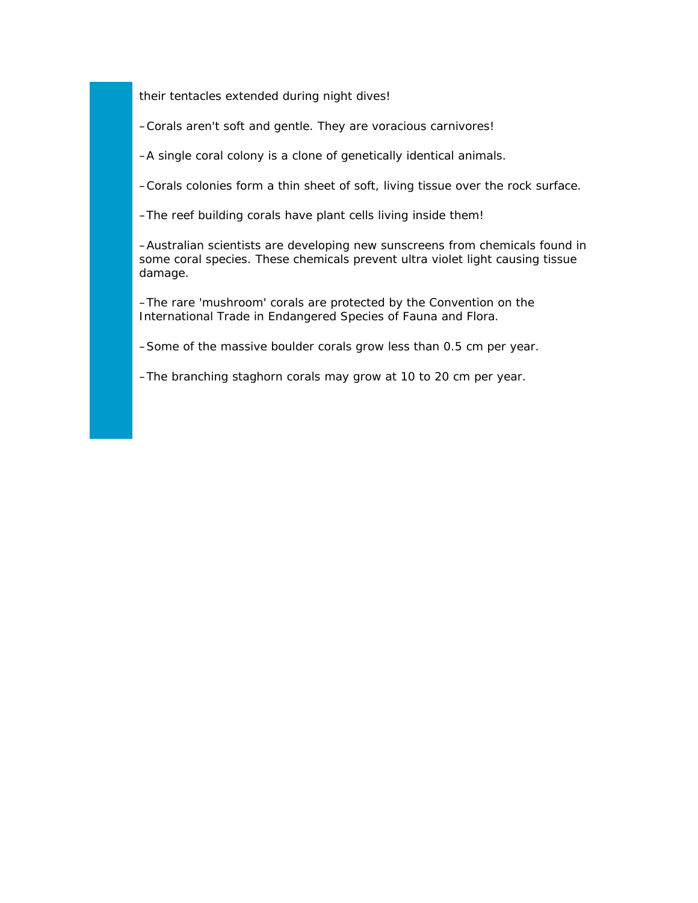their tentacles extended during night dives!

–Corals aren't soft and gentle. They are voracious carnivores!

–A single coral colony is a clone of genetically identical animals.

–Corals colonies form a thin sheet of soft, living tissue over the rock surface.

–The reef building corals have plant cells living inside them!

–Australian scientists are developing new sunscreens from chemicals found in some coral species. These chemicals prevent ultra violet light causing tissue damage.

–The rare 'mushroom' corals are protected by the Convention on the International Trade in Endangered Species of Fauna and Flora.

–Some of the massive boulder corals grow less than 0.5 cm per year.

–The branching staghorn corals may grow at 10 to 20 cm per year.